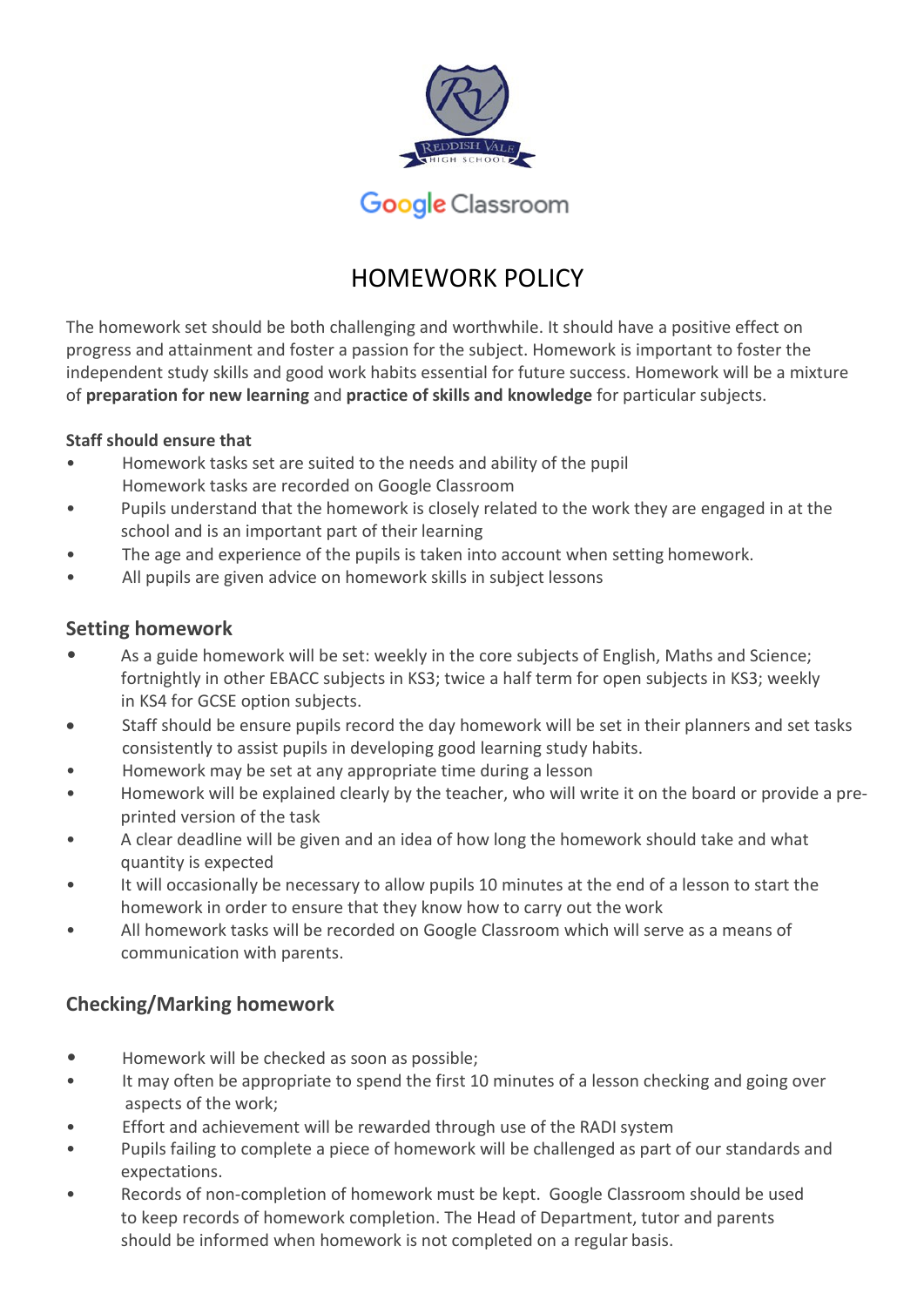Reddish Vale High School

Google Classroom

# HOMEWORK POLICY

The homework set should be both challenging and worthwhile. It should have a positive effect on progress and attainment and foster a passion for the subject. Homework is important to foster the independent study skills and good work habits essential for future success. Homework will be a mixture of **preparation for new learning** and **practice of skills and knowledge** for particular subjects.

**Staff should ensure that**

- Homework tasks set are suited to the needs and ability of the pupil
  Homework tasks are recorded on Google Classroom
- Pupils understand that the homework is closely related to the work they are engaged in at the school and is an important part of their learning
- The age and experience of the pupils is taken into account when setting homework.
- All pupils are given advice on homework skills in subject lessons

## Setting homework

- As a guide homework will be set: weekly in the core subjects of English, Maths and Science; fortnightly in other EBACC subjects in KS3; twice a half term for open subjects in KS3; weekly in KS4 for GCSE option subjects.
- Staff should be ensure pupils record the day homework will be set in their planners and set tasks consistently to assist pupils in developing good learning study habits.
- Homework may be set at any appropriate time during a lesson
- Homework will be explained clearly by the teacher, who will write it on the board or provide a pre-printed version of the task
- A clear deadline will be given and an idea of how long the homework should take and what quantity is expected
- It will occasionally be necessary to allow pupils 10 minutes at the end of a lesson to start the homework in order to ensure that they know how to carry out the work
- All homework tasks will be recorded on Google Classroom which will serve as a means of communication with parents.

## Checking/Marking homework

- Homework will be checked as soon as possible;
- It may often be appropriate to spend the first 10 minutes of a lesson checking and going over aspects of the work;
- Effort and achievement will be rewarded through use of the RADI system
- Pupils failing to complete a piece of homework will be challenged as part of our standards and expectations.
- Records of non-completion of homework must be kept. Google Classroom should be used to keep records of homework completion. The Head of Department, tutor and parents should be informed when homework is not completed on a regular basis.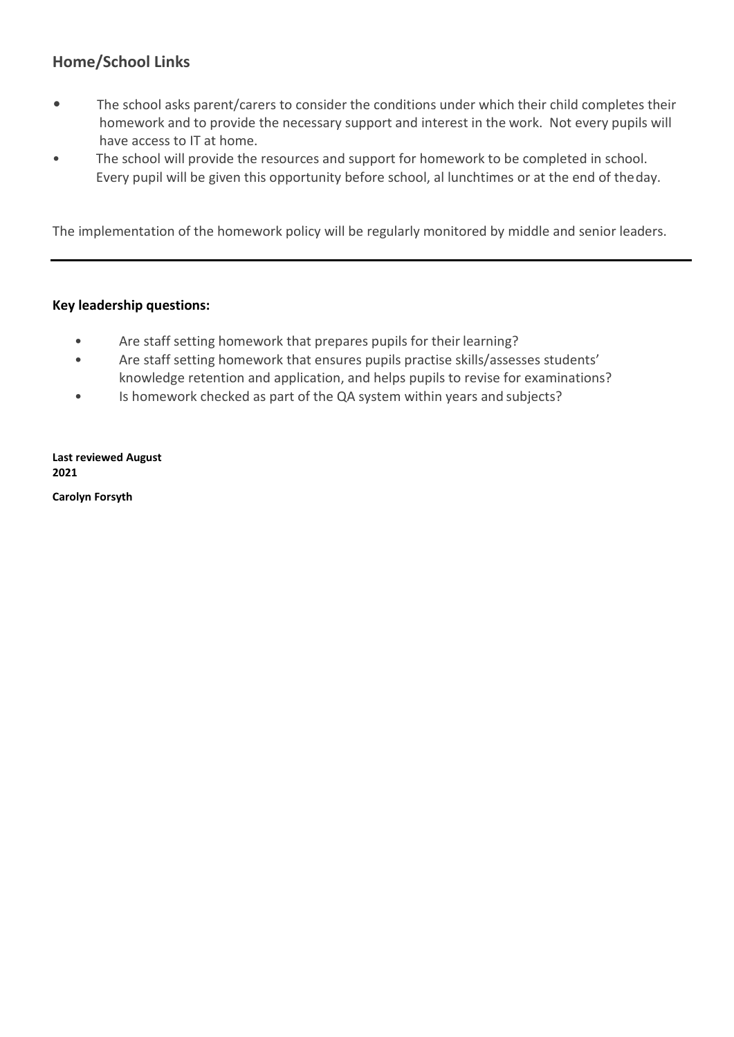## Home/School Links

- The school asks parent/carers to consider the conditions under which their child completes their homework and to provide the necessary support and interest in the work. Not every pupils will have access to IT at home.
- The school will provide the resources and support for homework to be completed in school. Every pupil will be given this opportunity before school, al lunchtimes or at the end of the day.

The implementation of the homework policy will be regularly monitored by middle and senior leaders.

---

**Key leadership questions:**

- Are staff setting homework that prepares pupils for their learning?
- Are staff setting homework that ensures pupils practise skills/assesses students' knowledge retention and application, and helps pupils to revise for examinations?
- Is homework checked as part of the QA system within years and subjects?

**Last reviewed August 2021**

**Carolyn Forsyth**